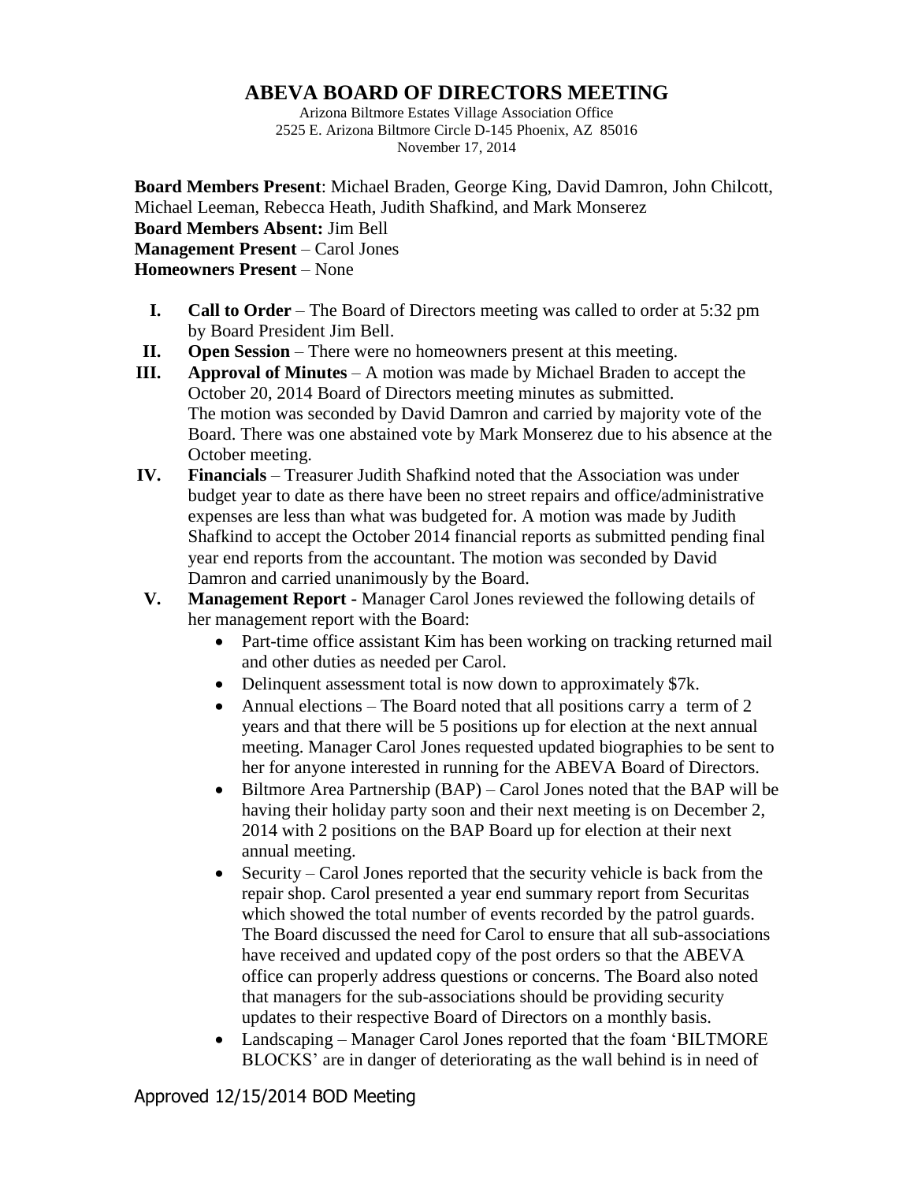# ABEVA BOARD OF DIRECTORS MEETING

Arizona Biltmore Estates Village Association Office
2525 E. Arizona Biltmore Circle D-145 Phoenix, AZ 85016
November 17, 2014

**Board Members Present**: Michael Braden, George King, David Damron, John Chilcott, Michael Leeman, Rebecca Heath, Judith Shafkind, and Mark Monserez
**Board Members Absent:** Jim Bell
**Management Present** – Carol Jones
**Homeowners Present** – None

I. **Call to Order** – The Board of Directors meeting was called to order at 5:32 pm by Board President Jim Bell.

II. **Open Session** – There were no homeowners present at this meeting.

III. **Approval of Minutes** – A motion was made by Michael Braden to accept the October 20, 2014 Board of Directors meeting minutes as submitted. The motion was seconded by David Damron and carried by majority vote of the Board. There was one abstained vote by Mark Monserez due to his absence at the October meeting.

IV. **Financials** – Treasurer Judith Shafkind noted that the Association was under budget year to date as there have been no street repairs and office/administrative expenses are less than what was budgeted for. A motion was made by Judith Shafkind to accept the October 2014 financial reports as submitted pending final year end reports from the accountant. The motion was seconded by David Damron and carried unanimously by the Board.

V. **Management Report -** Manager Carol Jones reviewed the following details of her management report with the Board:
   - Part-time office assistant Kim has been working on tracking returned mail and other duties as needed per Carol.
   - Delinquent assessment total is now down to approximately $7k.
   - Annual elections – The Board noted that all positions carry a term of 2 years and that there will be 5 positions up for election at the next annual meeting. Manager Carol Jones requested updated biographies to be sent to her for anyone interested in running for the ABEVA Board of Directors.
   - Biltmore Area Partnership (BAP) – Carol Jones noted that the BAP will be having their holiday party soon and their next meeting is on December 2, 2014 with 2 positions on the BAP Board up for election at their next annual meeting.
   - Security – Carol Jones reported that the security vehicle is back from the repair shop. Carol presented a year end summary report from Securitas which showed the total number of events recorded by the patrol guards. The Board discussed the need for Carol to ensure that all sub-associations have received and updated copy of the post orders so that the ABEVA office can properly address questions or concerns. The Board also noted that managers for the sub-associations should be providing security updates to their respective Board of Directors on a monthly basis.
   - Landscaping – Manager Carol Jones reported that the foam 'BILTMORE BLOCKS' are in danger of deteriorating as the wall behind is in need of

Approved 12/15/2014 BOD Meeting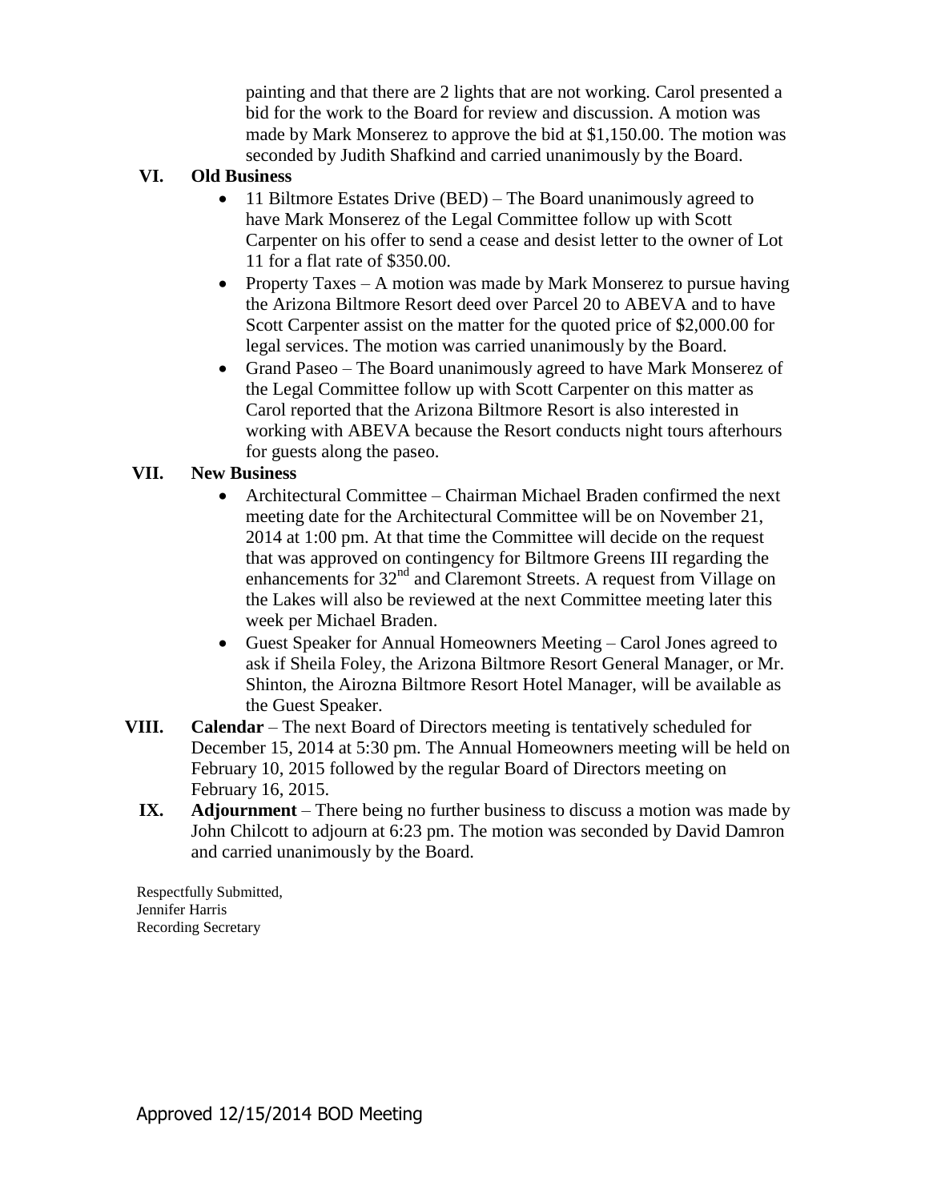painting and that there are 2 lights that are not working. Carol presented a bid for the work to the Board for review and discussion. A motion was made by Mark Monserez to approve the bid at $1,150.00. The motion was seconded by Judith Shafkind and carried unanimously by the Board.

**VI. Old Business**

- 11 Biltmore Estates Drive (BED) – The Board unanimously agreed to have Mark Monserez of the Legal Committee follow up with Scott Carpenter on his offer to send a cease and desist letter to the owner of Lot 11 for a flat rate of $350.00.
- Property Taxes – A motion was made by Mark Monserez to pursue having the Arizona Biltmore Resort deed over Parcel 20 to ABEVA and to have Scott Carpenter assist on the matter for the quoted price of $2,000.00 for legal services. The motion was carried unanimously by the Board.
- Grand Paseo – The Board unanimously agreed to have Mark Monserez of the Legal Committee follow up with Scott Carpenter on this matter as Carol reported that the Arizona Biltmore Resort is also interested in working with ABEVA because the Resort conducts night tours afterhours for guests along the paseo.

**VII. New Business**

- Architectural Committee – Chairman Michael Braden confirmed the next meeting date for the Architectural Committee will be on November 21, 2014 at 1:00 pm. At that time the Committee will decide on the request that was approved on contingency for Biltmore Greens III regarding the enhancements for 32nd and Claremont Streets. A request from Village on the Lakes will also be reviewed at the next Committee meeting later this week per Michael Braden.
- Guest Speaker for Annual Homeowners Meeting – Carol Jones agreed to ask if Sheila Foley, the Arizona Biltmore Resort General Manager, or Mr. Shinton, the Airozna Biltmore Resort Hotel Manager, will be available as the Guest Speaker.

**VIII. Calendar** – The next Board of Directors meeting is tentatively scheduled for December 15, 2014 at 5:30 pm. The Annual Homeowners meeting will be held on February 10, 2015 followed by the regular Board of Directors meeting on February 16, 2015.

**IX. Adjournment** – There being no further business to discuss a motion was made by John Chilcott to adjourn at 6:23 pm. The motion was seconded by David Damron and carried unanimously by the Board.

Respectfully Submitted,
Jennifer Harris
Recording Secretary

Approved 12/15/2014 BOD Meeting